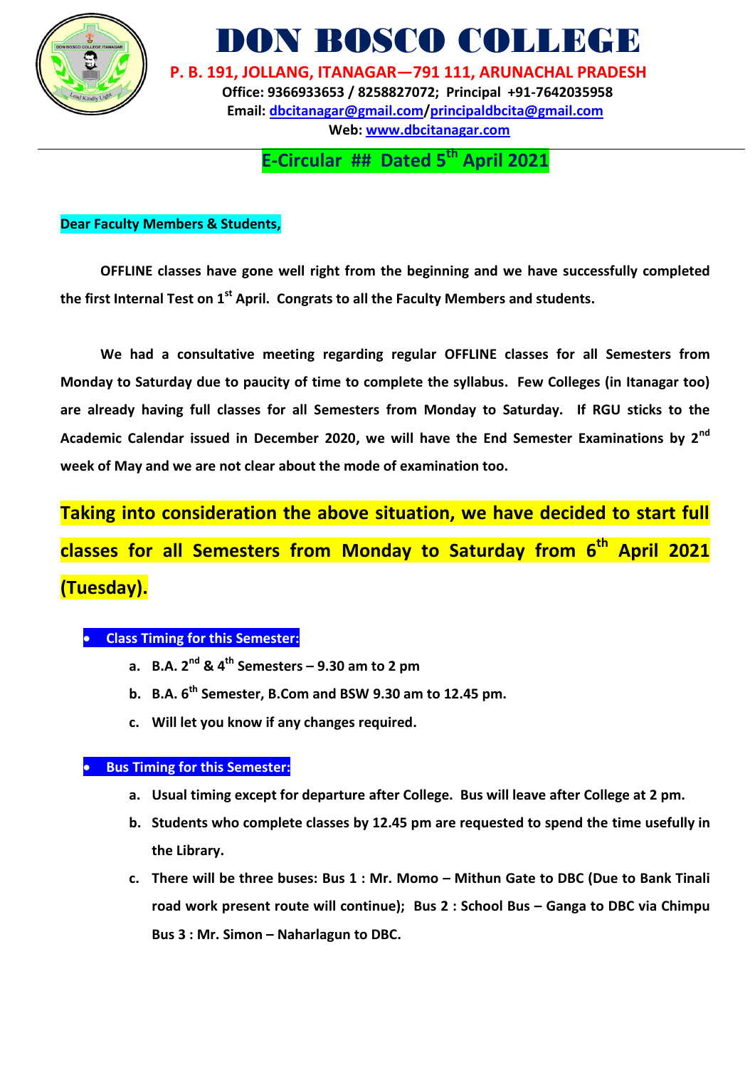# DON BOSCO COLLEGE

**P. B. 191, JOLLANG, ITANAGAR—791 111, ARUNACHAL PRADESH**

**Office: 9366933653 / 8258827072; Principal +91-7642035958**

**Email: dbcitanagar@gmail.com/principaldbcita@gmail.com**

**Web: www.dbcitanagar.com**

## E-Circular ## Dated 5th April 2021

**Dear Faculty Members & Students,**

**OFFLINE classes have gone well right from the beginning and we have successfully completed the first Internal Test on 1st April. Congrats to all the Faculty Members and students.**

**We had a consultative meeting regarding regular OFFLINE classes for all Semesters from Monday to Saturday due to paucity of time to complete the syllabus. Few Colleges (in Itanagar too) are already having full classes for all Semesters from Monday to Saturday. If RGU sticks to the Academic Calendar issued in December 2020, we will have the End Semester Examinations by 2nd week of May and we are not clear about the mode of examination too.**

**Taking into consideration the above situation, we have decided to start full classes for all Semesters from Monday to Saturday from 6th April 2021 (Tuesday).**

- **Class Timing for this Semester:**
  - a. **B.A. 2nd & 4th Semesters – 9.30 am to 2 pm**
  - b. **B.A. 6th Semester, B.Com and BSW 9.30 am to 12.45 pm.**
  - c. **Will let you know if any changes required.**

- **Bus Timing for this Semester:**
  - a. **Usual timing except for departure after College. Bus will leave after College at 2 pm.**
  - b. **Students who complete classes by 12.45 pm are requested to spend the time usefully in the Library.**
  - c. **There will be three buses: Bus 1 : Mr. Momo – Mithun Gate to DBC (Due to Bank Tinali road work present route will continue); Bus 2 : School Bus – Ganga to DBC via Chimpu Bus 3 : Mr. Simon – Naharlagun to DBC.**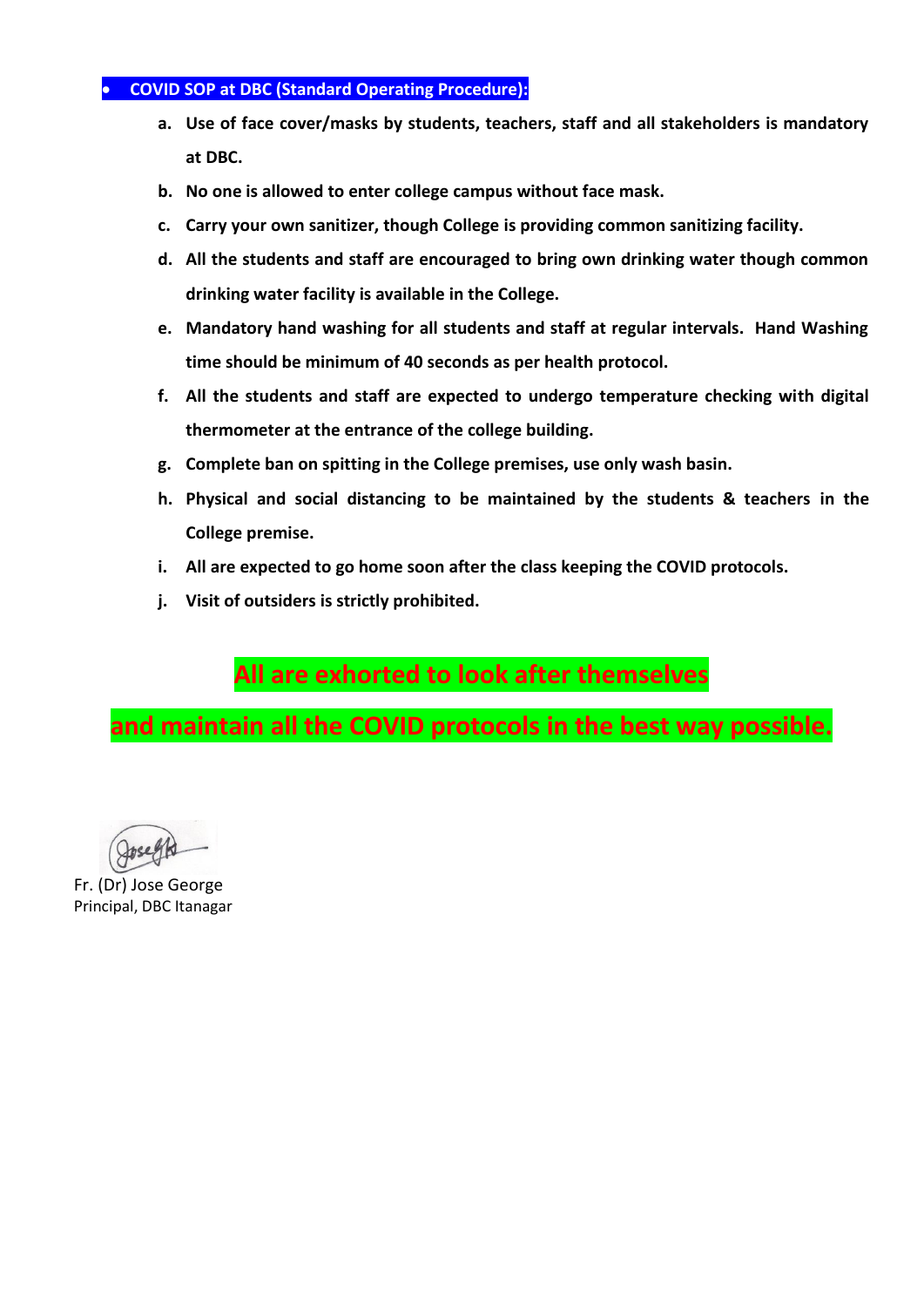- **COVID SOP at DBC (Standard Operating Procedure):**

  a. **Use of face cover/masks by students, teachers, staff and all stakeholders is mandatory at DBC.**

  b. **No one is allowed to enter college campus without face mask.**

  c. **Carry your own sanitizer, though College is providing common sanitizing facility.**

  d. **All the students and staff are encouraged to bring own drinking water though common drinking water facility is available in the College.**

  e. **Mandatory hand washing for all students and staff at regular intervals. Hand Washing time should be minimum of 40 seconds as per health protocol.**

  f. **All the students and staff are expected to undergo temperature checking with digital thermometer at the entrance of the college building.**

  g. **Complete ban on spitting in the College premises, use only wash basin.**

  h. **Physical and social distancing to be maintained by the students & teachers in the College premise.**

  i. **All are expected to go home soon after the class keeping the COVID protocols.**

  j. **Visit of outsiders is strictly prohibited.**

**All are exhorted to look after themselves**

**and maintain all the COVID protocols in the best way possible.**

Fr. (Dr) Jose George
Principal, DBC Itanagar